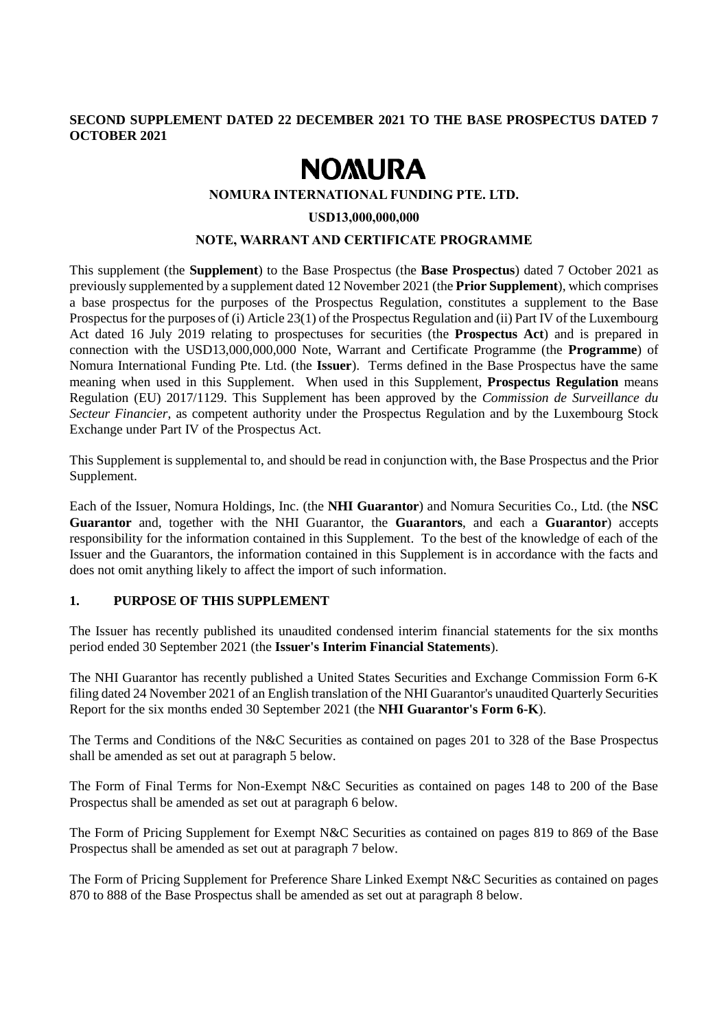**SECOND SUPPLEMENT DATED 22 DECEMBER 2021 TO THE BASE PROSPECTUS DATED 7 OCTOBER 2021**

# NOMURA

**NOMURA INTERNATIONAL FUNDING PTE. LTD.**

**USD13,000,000,000**

**NOTE, WARRANT AND CERTIFICATE PROGRAMME**

This supplement (the **Supplement**) to the Base Prospectus (the **Base Prospectus**) dated 7 October 2021 as previously supplemented by a supplement dated 12 November 2021 (the **Prior Supplement**), which comprises a base prospectus for the purposes of the Prospectus Regulation, constitutes a supplement to the Base Prospectus for the purposes of (i) Article 23(1) of the Prospectus Regulation and (ii) Part IV of the Luxembourg Act dated 16 July 2019 relating to prospectuses for securities (the **Prospectus Act**) and is prepared in connection with the USD13,000,000,000 Note, Warrant and Certificate Programme (the **Programme**) of Nomura International Funding Pte. Ltd. (the **Issuer**). Terms defined in the Base Prospectus have the same meaning when used in this Supplement. When used in this Supplement, **Prospectus Regulation** means Regulation (EU) 2017/1129. This Supplement has been approved by the *Commission de Surveillance du Secteur Financier*, as competent authority under the Prospectus Regulation and by the Luxembourg Stock Exchange under Part IV of the Prospectus Act.

This Supplement is supplemental to, and should be read in conjunction with, the Base Prospectus and the Prior Supplement.

Each of the Issuer, Nomura Holdings, Inc. (the **NHI Guarantor**) and Nomura Securities Co., Ltd. (the **NSC Guarantor** and, together with the NHI Guarantor, the **Guarantors**, and each a **Guarantor**) accepts responsibility for the information contained in this Supplement. To the best of the knowledge of each of the Issuer and the Guarantors, the information contained in this Supplement is in accordance with the facts and does not omit anything likely to affect the import of such information.

## 1. PURPOSE OF THIS SUPPLEMENT

The Issuer has recently published its unaudited condensed interim financial statements for the six months period ended 30 September 2021 (the **Issuer's Interim Financial Statements**).

The NHI Guarantor has recently published a United States Securities and Exchange Commission Form 6-K filing dated 24 November 2021 of an English translation of the NHI Guarantor's unaudited Quarterly Securities Report for the six months ended 30 September 2021 (the **NHI Guarantor's Form 6-K**).

The Terms and Conditions of the N&C Securities as contained on pages 201 to 328 of the Base Prospectus shall be amended as set out at paragraph 5 below.

The Form of Final Terms for Non-Exempt N&C Securities as contained on pages 148 to 200 of the Base Prospectus shall be amended as set out at paragraph 6 below.

The Form of Pricing Supplement for Exempt N&C Securities as contained on pages 819 to 869 of the Base Prospectus shall be amended as set out at paragraph 7 below.

The Form of Pricing Supplement for Preference Share Linked Exempt N&C Securities as contained on pages 870 to 888 of the Base Prospectus shall be amended as set out at paragraph 8 below.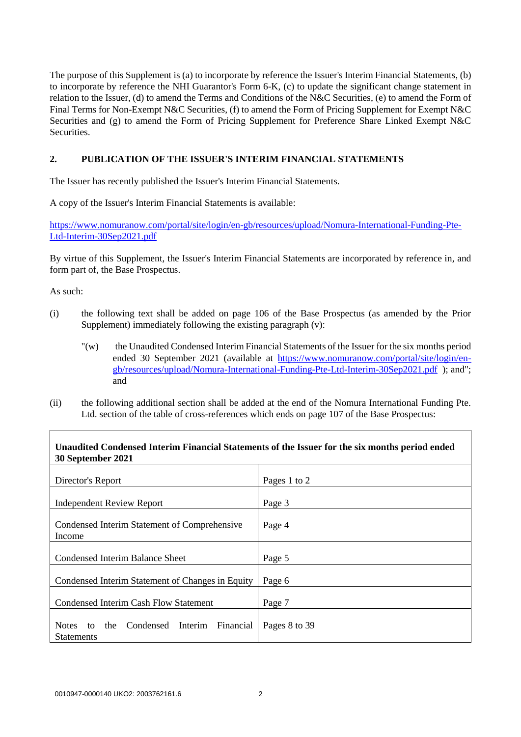The purpose of this Supplement is (a) to incorporate by reference the Issuer's Interim Financial Statements, (b) to incorporate by reference the NHI Guarantor's Form 6-K, (c) to update the significant change statement in relation to the Issuer, (d) to amend the Terms and Conditions of the N&C Securities, (e) to amend the Form of Final Terms for Non-Exempt N&C Securities, (f) to amend the Form of Pricing Supplement for Exempt N&C Securities and (g) to amend the Form of Pricing Supplement for Preference Share Linked Exempt N&C Securities.

## 2. PUBLICATION OF THE ISSUER'S INTERIM FINANCIAL STATEMENTS

The Issuer has recently published the Issuer's Interim Financial Statements.

A copy of the Issuer's Interim Financial Statements is available:

https://www.nomuranow.com/portal/site/login/en-gb/resources/upload/Nomura-International-Funding-Pte-Ltd-Interim-30Sep2021.pdf

By virtue of this Supplement, the Issuer's Interim Financial Statements are incorporated by reference in, and form part of, the Base Prospectus.

As such:

(i) the following text shall be added on page 106 of the Base Prospectus (as amended by the Prior Supplement) immediately following the existing paragraph (v):

> "(w) the Unaudited Condensed Interim Financial Statements of the Issuer for the six months period ended 30 September 2021 (available at https://www.nomuranow.com/portal/site/login/en-gb/resources/upload/Nomura-International-Funding-Pte-Ltd-Interim-30Sep2021.pdf ); and"; and

(ii) the following additional section shall be added at the end of the Nomura International Funding Pte. Ltd. section of the table of cross-references which ends on page 107 of the Base Prospectus:

| **Unaudited Condensed Interim Financial Statements of the Issuer for the six months period ended 30 September 2021** | |
|---|---|
| Director's Report | Pages 1 to 2 |
| Independent Review Report | Page 3 |
| Condensed Interim Statement of Comprehensive Income | Page 4 |
| Condensed Interim Balance Sheet | Page 5 |
| Condensed Interim Statement of Changes in Equity | Page 6 |
| Condensed Interim Cash Flow Statement | Page 7 |
| Notes to the Condensed Interim Financial Statements | Pages 8 to 39 |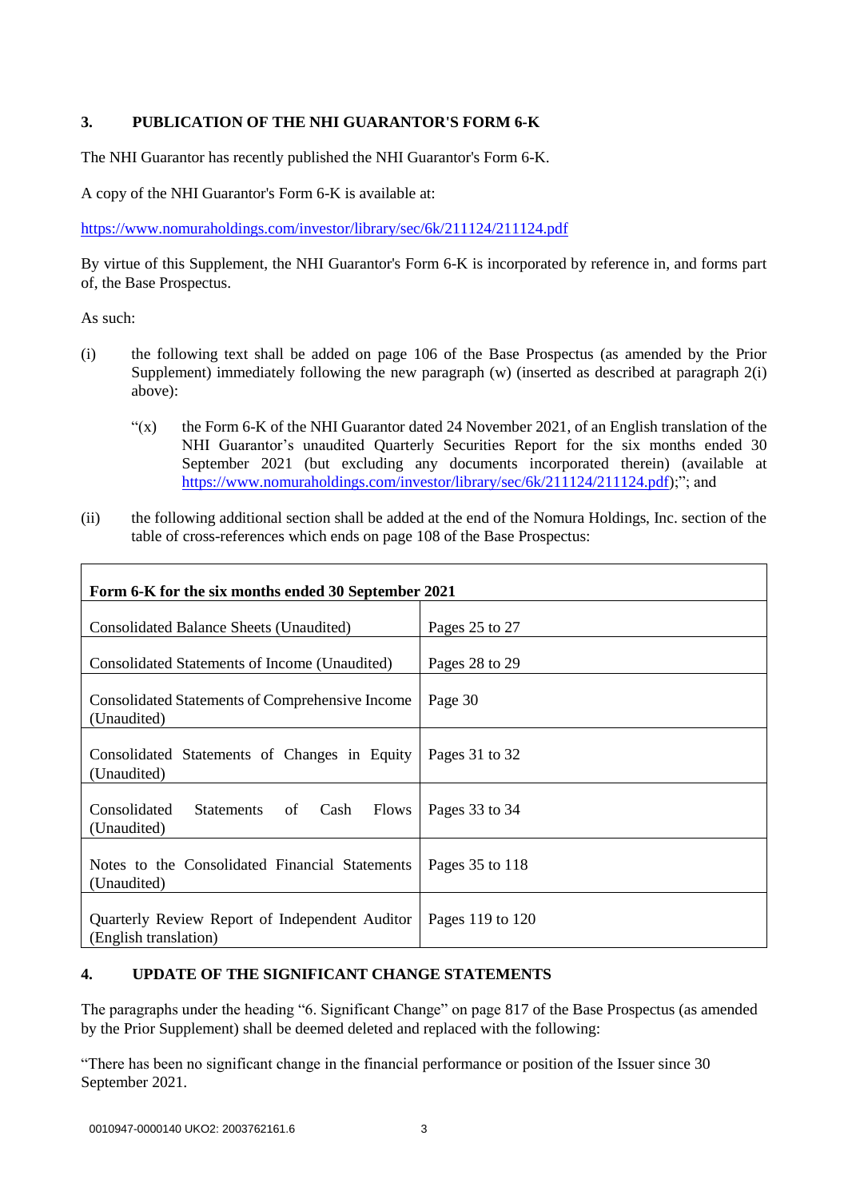## 3. PUBLICATION OF THE NHI GUARANTOR'S FORM 6-K

The NHI Guarantor has recently published the NHI Guarantor's Form 6-K.

A copy of the NHI Guarantor's Form 6-K is available at:

https://www.nomuraholdings.com/investor/library/sec/6k/211124/211124.pdf

By virtue of this Supplement, the NHI Guarantor's Form 6-K is incorporated by reference in, and forms part of, the Base Prospectus.

As such:

(i) the following text shall be added on page 106 of the Base Prospectus (as amended by the Prior Supplement) immediately following the new paragraph (w) (inserted as described at paragraph 2(i) above):

> "(x) the Form 6-K of the NHI Guarantor dated 24 November 2021, of an English translation of the NHI Guarantor's unaudited Quarterly Securities Report for the six months ended 30 September 2021 (but excluding any documents incorporated therein) (available at https://www.nomuraholdings.com/investor/library/sec/6k/211124/211124.pdf);"; and

(ii) the following additional section shall be added at the end of the Nomura Holdings, Inc. section of the table of cross-references which ends on page 108 of the Base Prospectus:

| **Form 6-K for the six months ended 30 September 2021** | |
|---|---|
| Consolidated Balance Sheets (Unaudited) | Pages 25 to 27 |
| Consolidated Statements of Income (Unaudited) | Pages 28 to 29 |
| Consolidated Statements of Comprehensive Income (Unaudited) | Page 30 |
| Consolidated Statements of Changes in Equity (Unaudited) | Pages 31 to 32 |
| Consolidated Statements of Cash Flows (Unaudited) | Pages 33 to 34 |
| Notes to the Consolidated Financial Statements (Unaudited) | Pages 35 to 118 |
| Quarterly Review Report of Independent Auditor (English translation) | Pages 119 to 120 |

## 4. UPDATE OF THE SIGNIFICANT CHANGE STATEMENTS

The paragraphs under the heading "6. Significant Change" on page 817 of the Base Prospectus (as amended by the Prior Supplement) shall be deemed deleted and replaced with the following:

"There has been no significant change in the financial performance or position of the Issuer since 30 September 2021.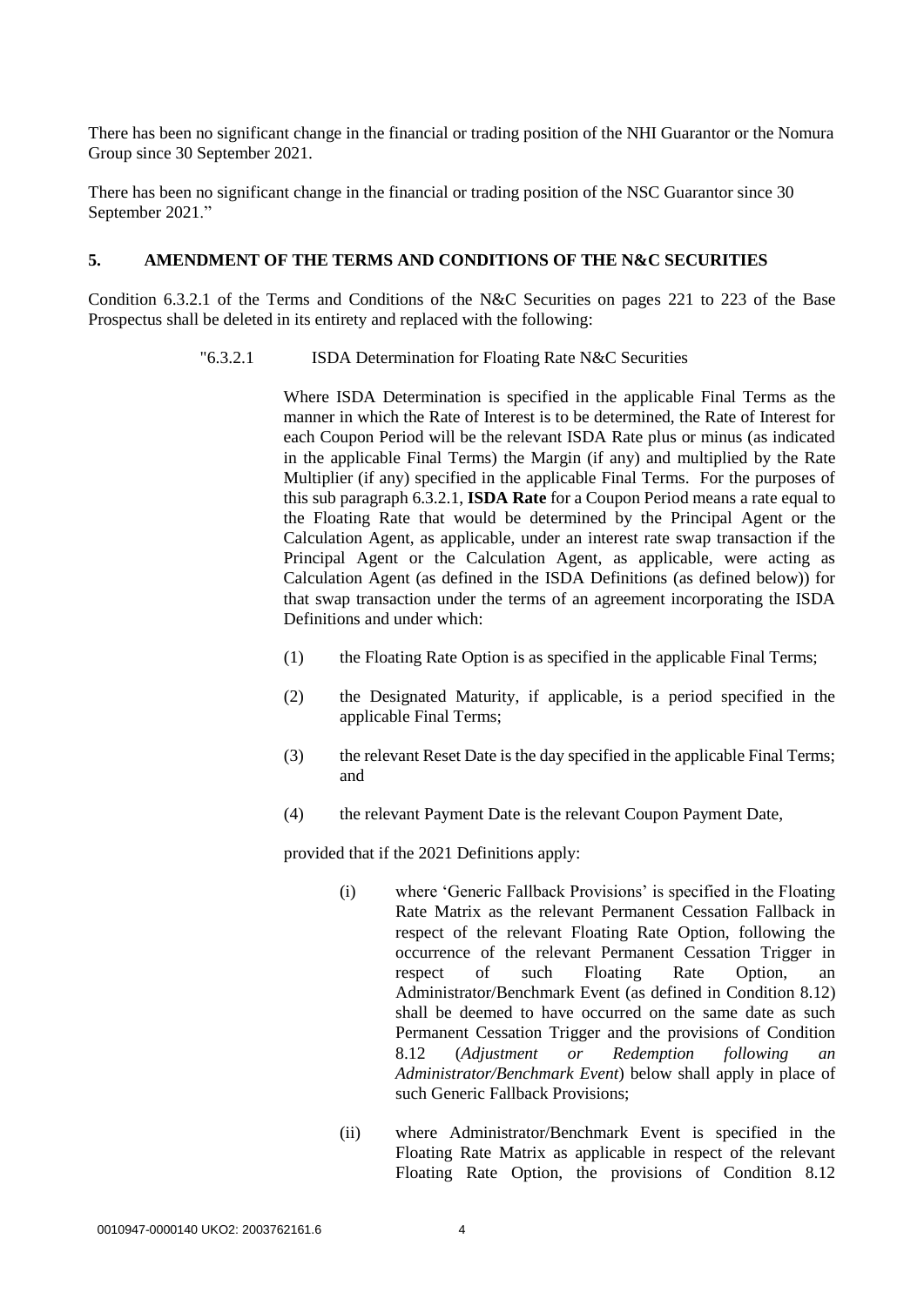There has been no significant change in the financial or trading position of the NHI Guarantor or the Nomura Group since 30 September 2021.

There has been no significant change in the financial or trading position of the NSC Guarantor since 30 September 2021."

## 5. AMENDMENT OF THE TERMS AND CONDITIONS OF THE N&C SECURITIES

Condition 6.3.2.1 of the Terms and Conditions of the N&C Securities on pages 221 to 223 of the Base Prospectus shall be deleted in its entirety and replaced with the following:

"6.3.2.1 ISDA Determination for Floating Rate N&C Securities

Where ISDA Determination is specified in the applicable Final Terms as the manner in which the Rate of Interest is to be determined, the Rate of Interest for each Coupon Period will be the relevant ISDA Rate plus or minus (as indicated in the applicable Final Terms) the Margin (if any) and multiplied by the Rate Multiplier (if any) specified in the applicable Final Terms. For the purposes of this sub paragraph 6.3.2.1, **ISDA Rate** for a Coupon Period means a rate equal to the Floating Rate that would be determined by the Principal Agent or the Calculation Agent, as applicable, under an interest rate swap transaction if the Principal Agent or the Calculation Agent, as applicable, were acting as Calculation Agent (as defined in the ISDA Definitions (as defined below)) for that swap transaction under the terms of an agreement incorporating the ISDA Definitions and under which:

(1) the Floating Rate Option is as specified in the applicable Final Terms;

(2) the Designated Maturity, if applicable, is a period specified in the applicable Final Terms;

(3) the relevant Reset Date is the day specified in the applicable Final Terms; and

(4) the relevant Payment Date is the relevant Coupon Payment Date,

provided that if the 2021 Definitions apply:

(i) where 'Generic Fallback Provisions' is specified in the Floating Rate Matrix as the relevant Permanent Cessation Fallback in respect of the relevant Floating Rate Option, following the occurrence of the relevant Permanent Cessation Trigger in respect of such Floating Rate Option, an Administrator/Benchmark Event (as defined in Condition 8.12) shall be deemed to have occurred on the same date as such Permanent Cessation Trigger and the provisions of Condition 8.12 (*Adjustment or Redemption following an Administrator/Benchmark Event*) below shall apply in place of such Generic Fallback Provisions;

(ii) where Administrator/Benchmark Event is specified in the Floating Rate Matrix as applicable in respect of the relevant Floating Rate Option, the provisions of Condition 8.12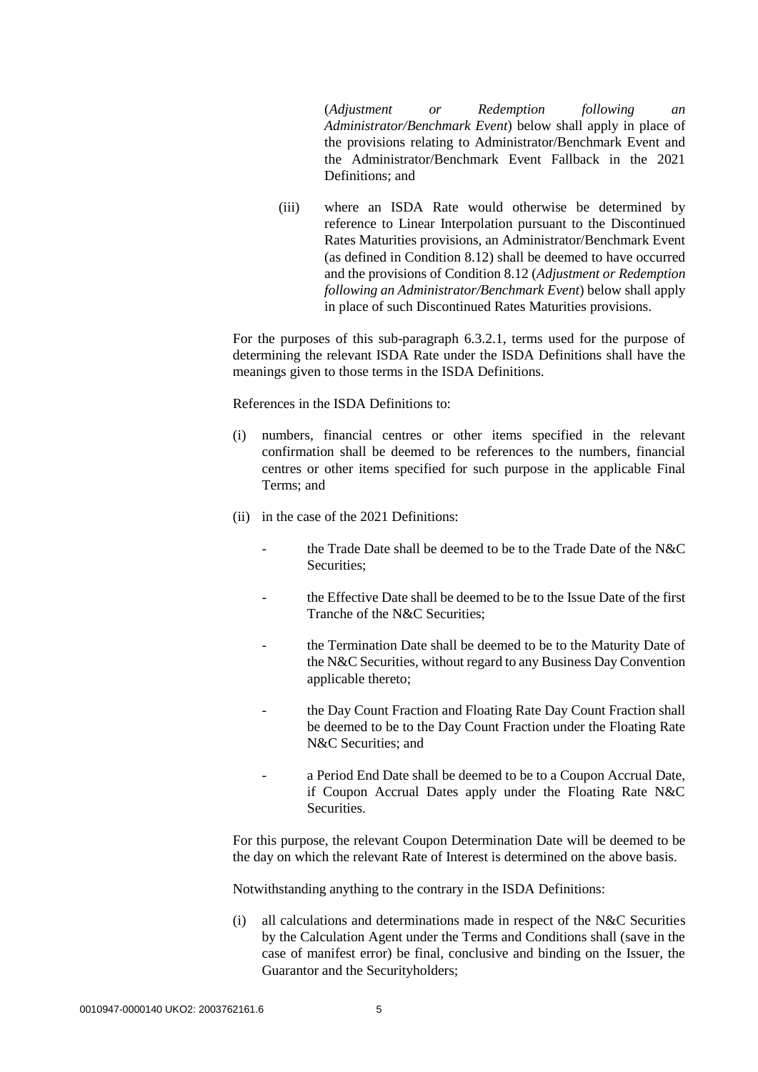(*Adjustment or Redemption following an Administrator/Benchmark Event*) below shall apply in place of the provisions relating to Administrator/Benchmark Event and the Administrator/Benchmark Event Fallback in the 2021 Definitions; and

(iii) where an ISDA Rate would otherwise be determined by reference to Linear Interpolation pursuant to the Discontinued Rates Maturities provisions, an Administrator/Benchmark Event (as defined in Condition 8.12) shall be deemed to have occurred and the provisions of Condition 8.12 (*Adjustment or Redemption following an Administrator/Benchmark Event*) below shall apply in place of such Discontinued Rates Maturities provisions.

For the purposes of this sub-paragraph 6.3.2.1, terms used for the purpose of determining the relevant ISDA Rate under the ISDA Definitions shall have the meanings given to those terms in the ISDA Definitions.

References in the ISDA Definitions to:

(i) numbers, financial centres or other items specified in the relevant confirmation shall be deemed to be references to the numbers, financial centres or other items specified for such purpose in the applicable Final Terms; and

(ii) in the case of the 2021 Definitions:

- the Trade Date shall be deemed to be to the Trade Date of the N&C Securities;
- the Effective Date shall be deemed to be to the Issue Date of the first Tranche of the N&C Securities;
- the Termination Date shall be deemed to be to the Maturity Date of the N&C Securities, without regard to any Business Day Convention applicable thereto;
- the Day Count Fraction and Floating Rate Day Count Fraction shall be deemed to be to the Day Count Fraction under the Floating Rate N&C Securities; and
- a Period End Date shall be deemed to be to a Coupon Accrual Date, if Coupon Accrual Dates apply under the Floating Rate N&C Securities.

For this purpose, the relevant Coupon Determination Date will be deemed to be the day on which the relevant Rate of Interest is determined on the above basis.

Notwithstanding anything to the contrary in the ISDA Definitions:

(i) all calculations and determinations made in respect of the N&C Securities by the Calculation Agent under the Terms and Conditions shall (save in the case of manifest error) be final, conclusive and binding on the Issuer, the Guarantor and the Securityholders;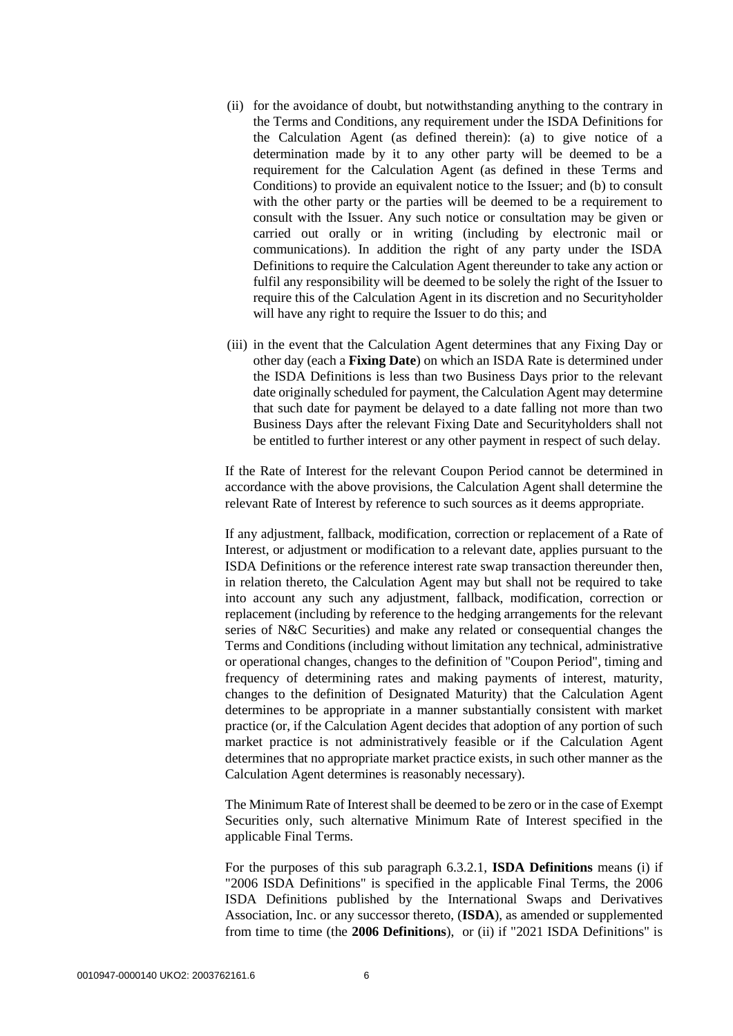(ii) for the avoidance of doubt, but notwithstanding anything to the contrary in the Terms and Conditions, any requirement under the ISDA Definitions for the Calculation Agent (as defined therein): (a) to give notice of a determination made by it to any other party will be deemed to be a requirement for the Calculation Agent (as defined in these Terms and Conditions) to provide an equivalent notice to the Issuer; and (b) to consult with the other party or the parties will be deemed to be a requirement to consult with the Issuer. Any such notice or consultation may be given or carried out orally or in writing (including by electronic mail or communications). In addition the right of any party under the ISDA Definitions to require the Calculation Agent thereunder to take any action or fulfil any responsibility will be deemed to be solely the right of the Issuer to require this of the Calculation Agent in its discretion and no Securityholder will have any right to require the Issuer to do this; and

(iii) in the event that the Calculation Agent determines that any Fixing Day or other day (each a **Fixing Date**) on which an ISDA Rate is determined under the ISDA Definitions is less than two Business Days prior to the relevant date originally scheduled for payment, the Calculation Agent may determine that such date for payment be delayed to a date falling not more than two Business Days after the relevant Fixing Date and Securityholders shall not be entitled to further interest or any other payment in respect of such delay.

If the Rate of Interest for the relevant Coupon Period cannot be determined in accordance with the above provisions, the Calculation Agent shall determine the relevant Rate of Interest by reference to such sources as it deems appropriate.

If any adjustment, fallback, modification, correction or replacement of a Rate of Interest, or adjustment or modification to a relevant date, applies pursuant to the ISDA Definitions or the reference interest rate swap transaction thereunder then, in relation thereto, the Calculation Agent may but shall not be required to take into account any such any adjustment, fallback, modification, correction or replacement (including by reference to the hedging arrangements for the relevant series of N&C Securities) and make any related or consequential changes the Terms and Conditions (including without limitation any technical, administrative or operational changes, changes to the definition of "Coupon Period", timing and frequency of determining rates and making payments of interest, maturity, changes to the definition of Designated Maturity) that the Calculation Agent determines to be appropriate in a manner substantially consistent with market practice (or, if the Calculation Agent decides that adoption of any portion of such market practice is not administratively feasible or if the Calculation Agent determines that no appropriate market practice exists, in such other manner as the Calculation Agent determines is reasonably necessary).

The Minimum Rate of Interest shall be deemed to be zero or in the case of Exempt Securities only, such alternative Minimum Rate of Interest specified in the applicable Final Terms.

For the purposes of this sub paragraph 6.3.2.1, **ISDA Definitions** means (i) if "2006 ISDA Definitions" is specified in the applicable Final Terms, the 2006 ISDA Definitions published by the International Swaps and Derivatives Association, Inc. or any successor thereto, (**ISDA**), as amended or supplemented from time to time (the **2006 Definitions**), or (ii) if "2021 ISDA Definitions" is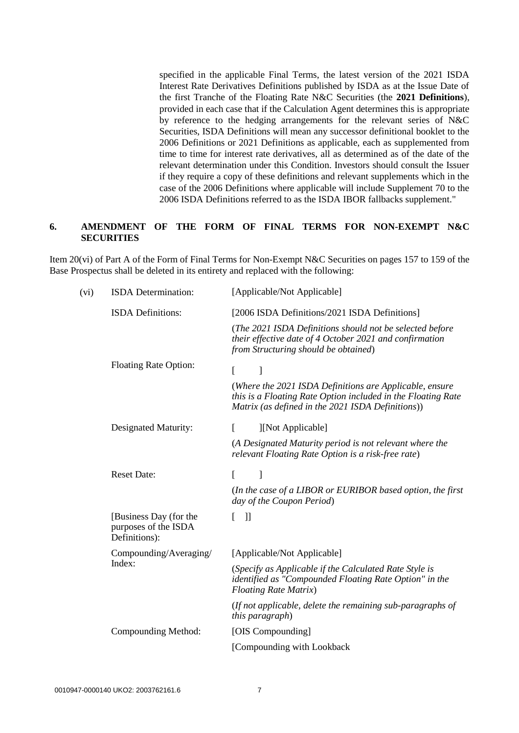specified in the applicable Final Terms, the latest version of the 2021 ISDA Interest Rate Derivatives Definitions published by ISDA as at the Issue Date of the first Tranche of the Floating Rate N&C Securities (the **2021 Definitions**), provided in each case that if the Calculation Agent determines this is appropriate by reference to the hedging arrangements for the relevant series of N&C Securities, ISDA Definitions will mean any successor definitional booklet to the 2006 Definitions or 2021 Definitions as applicable, each as supplemented from time to time for interest rate derivatives, all as determined as of the date of the relevant determination under this Condition. Investors should consult the Issuer if they require a copy of these definitions and relevant supplements which in the case of the 2006 Definitions where applicable will include Supplement 70 to the 2006 ISDA Definitions referred to as the ISDA IBOR fallbacks supplement."

## 6. AMENDMENT OF THE FORM OF FINAL TERMS FOR NON-EXEMPT N&C SECURITIES

Item 20(vi) of Part A of the Form of Final Terms for Non-Exempt N&C Securities on pages 157 to 159 of the Base Prospectus shall be deleted in its entirety and replaced with the following:

| | | |
|---|---|---|
| (vi) | ISDA Determination: | [Applicable/Not Applicable] |
| | ISDA Definitions: | [2006 ISDA Definitions/2021 ISDA Definitions]<br>(*The 2021 ISDA Definitions should not be selected before their effective date of 4 October 2021 and confirmation from Structuring should be obtained*) |
| | Floating Rate Option: | [ ]<br>(*Where the 2021 ISDA Definitions are Applicable, ensure this is a Floating Rate Option included in the Floating Rate Matrix (as defined in the 2021 ISDA Definitions)*) |
| | Designated Maturity: | [ ][Not Applicable]<br>(*A Designated Maturity period is not relevant where the relevant Floating Rate Option is a risk-free rate*) |
| | Reset Date: | [ ]<br>(*In the case of a LIBOR or EURIBOR based option, the first day of the Coupon Period*) |
| | [Business Day (for the purposes of the ISDA Definitions): | [ ]] |
| | Compounding/Averaging/ Index: | [Applicable/Not Applicable]<br>(*Specify as Applicable if the Calculated Rate Style is identified as "Compounded Floating Rate Option" in the Floating Rate Matrix*)<br>(*If not applicable, delete the remaining sub-paragraphs of this paragraph*) |
| | Compounding Method: | [OIS Compounding]<br>[Compounding with Lookback |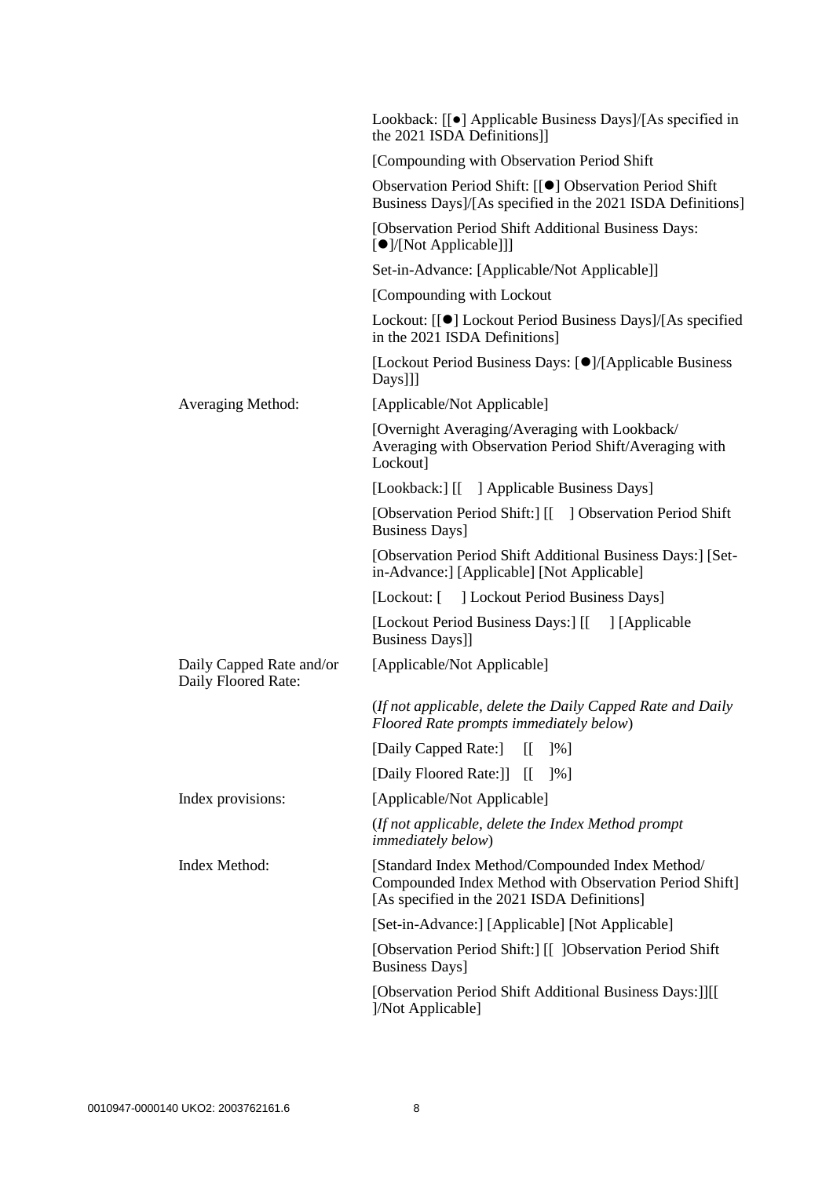| | |
|---|---|
| | Lookback: [[●] Applicable Business Days]/[As specified in the 2021 ISDA Definitions]] |
| | [Compounding with Observation Period Shift |
| | Observation Period Shift: [[●] Observation Period Shift Business Days]/[As specified in the 2021 ISDA Definitions] |
| | [Observation Period Shift Additional Business Days: [●]/[Not Applicable]]] |
| | Set-in-Advance: [Applicable/Not Applicable]] |
| | [Compounding with Lockout |
| | Lockout: [[●] Lockout Period Business Days]/[As specified in the 2021 ISDA Definitions] |
| | [Lockout Period Business Days: [●]/[Applicable Business Days]]] |
| Averaging Method: | [Applicable/Not Applicable] |
| | [Overnight Averaging/Averaging with Lookback/ Averaging with Observation Period Shift/Averaging with Lockout] |
| | [Lookback:] [[ ] Applicable Business Days] |
| | [Observation Period Shift:] [[ ] Observation Period Shift Business Days] |
| | [Observation Period Shift Additional Business Days:] [Set-in-Advance:] [Applicable] [Not Applicable] |
| | [Lockout: [ ] Lockout Period Business Days] |
| | [Lockout Period Business Days:] [[ ] [Applicable Business Days]] |
| Daily Capped Rate and/or Daily Floored Rate: | [Applicable/Not Applicable] |
| | (*If not applicable, delete the Daily Capped Rate and Daily Floored Rate prompts immediately below*) |
| | [Daily Capped Rate:] [[ ]%] |
| | [Daily Floored Rate:]] [[ ]%] |
| Index provisions: | [Applicable/Not Applicable] |
| | (*If not applicable, delete the Index Method prompt immediately below*) |
| Index Method: | [Standard Index Method/Compounded Index Method/ Compounded Index Method with Observation Period Shift] [As specified in the 2021 ISDA Definitions] |
| | [Set-in-Advance:] [Applicable] [Not Applicable] |
| | [Observation Period Shift:] [[ ]Observation Period Shift Business Days] |
| | [Observation Period Shift Additional Business Days:]][[ ]/Not Applicable] |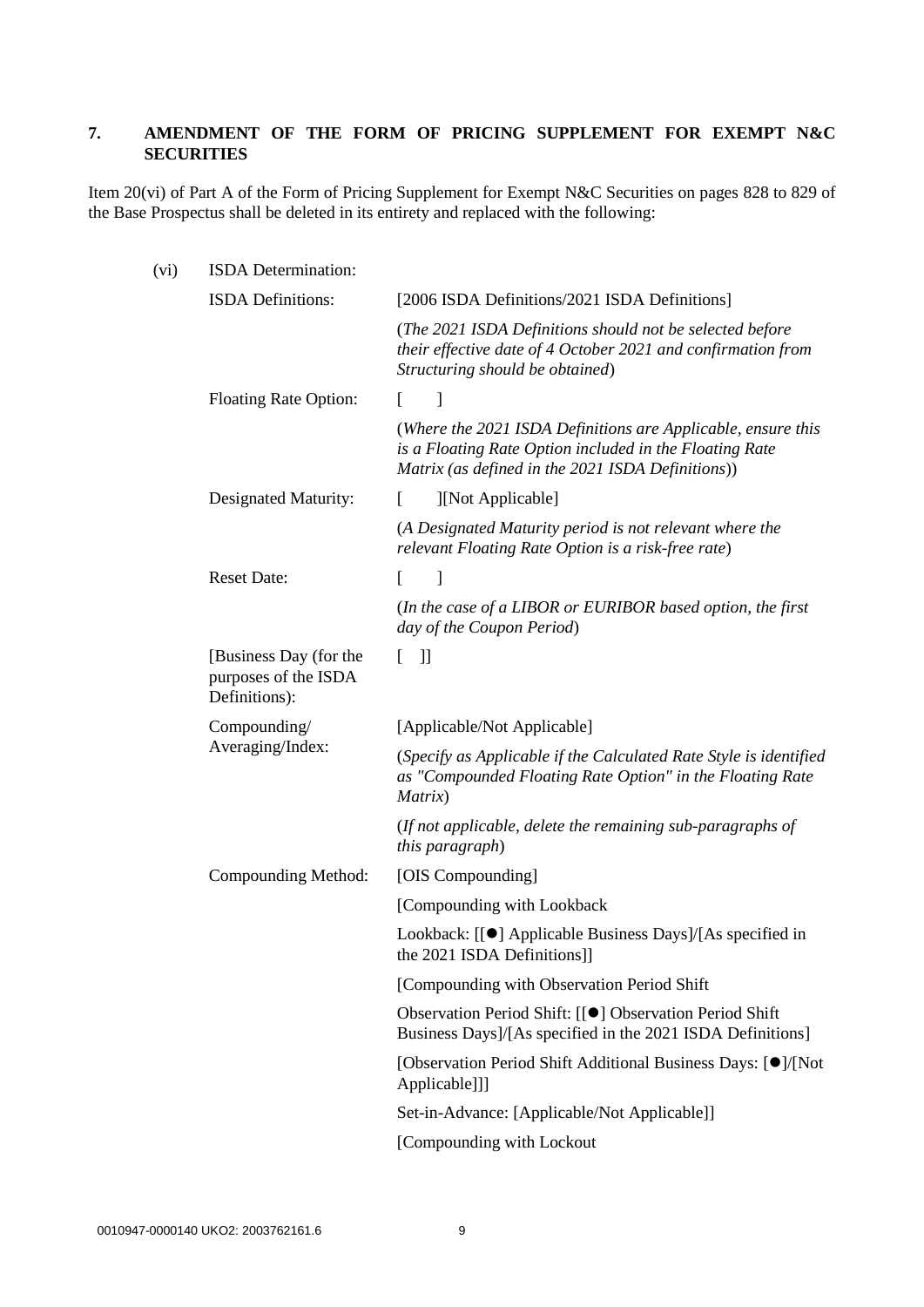## 7. AMENDMENT OF THE FORM OF PRICING SUPPLEMENT FOR EXEMPT N&C SECURITIES

Item 20(vi) of Part A of the Form of Pricing Supplement for Exempt N&C Securities on pages 828 to 829 of the Base Prospectus shall be deleted in its entirety and replaced with the following:

| | | |
|---|---|---|
| (vi) | ISDA Determination: | |
| | ISDA Definitions: | [2006 ISDA Definitions/2021 ISDA Definitions] |
| | | (*The 2021 ISDA Definitions should not be selected before their effective date of 4 October 2021 and confirmation from Structuring should be obtained*) |
| | Floating Rate Option: | [ ] |
| | | (*Where the 2021 ISDA Definitions are Applicable, ensure this is a Floating Rate Option included in the Floating Rate Matrix (as defined in the 2021 ISDA Definitions)*) |
| | Designated Maturity: | [ ][Not Applicable] |
| | | (*A Designated Maturity period is not relevant where the relevant Floating Rate Option is a risk-free rate*) |
| | Reset Date: | [ ] |
| | | (*In the case of a LIBOR or EURIBOR based option, the first day of the Coupon Period*) |
| | [Business Day (for the purposes of the ISDA Definitions): | [ ]] |
| | Compounding/ Averaging/Index: | [Applicable/Not Applicable] |
| | | (*Specify as Applicable if the Calculated Rate Style is identified as "Compounded Floating Rate Option" in the Floating Rate Matrix*) |
| | | (*If not applicable, delete the remaining sub-paragraphs of this paragraph*) |
| | Compounding Method: | [OIS Compounding] |
| | | [Compounding with Lookback |
| | | Lookback: [[●] Applicable Business Days]/[As specified in the 2021 ISDA Definitions]] |
| | | [Compounding with Observation Period Shift |
| | | Observation Period Shift: [[●] Observation Period Shift Business Days]/[As specified in the 2021 ISDA Definitions] |
| | | [Observation Period Shift Additional Business Days: [●]/[Not Applicable]]] |
| | | Set-in-Advance: [Applicable/Not Applicable]] |
| | | [Compounding with Lockout |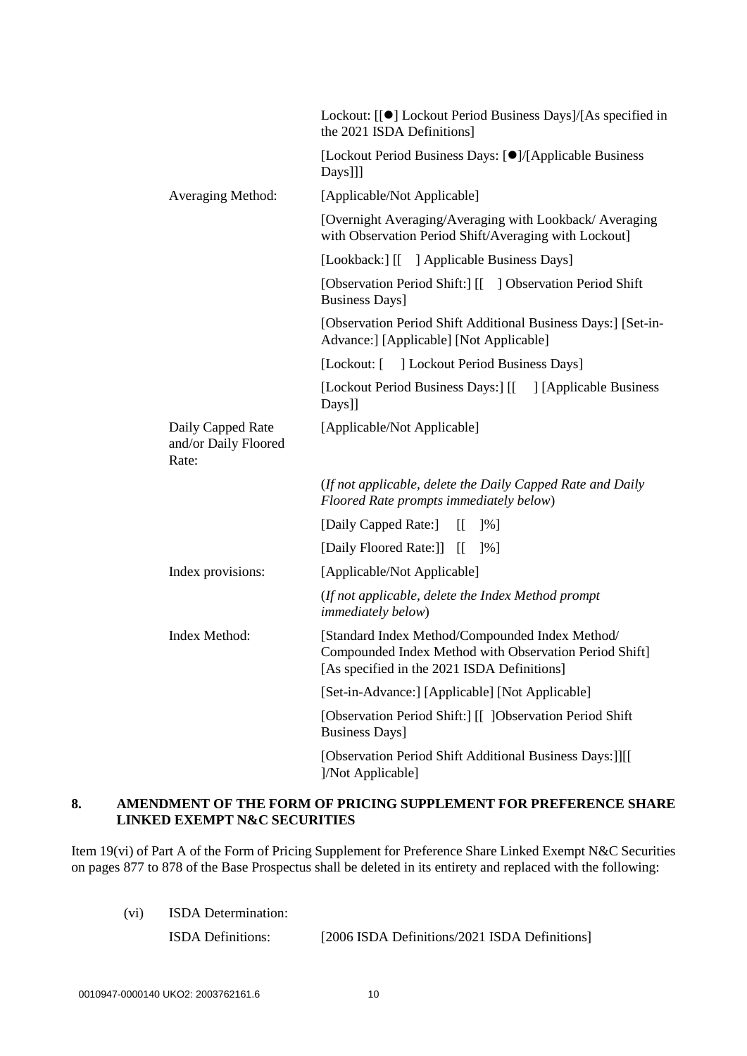| | |
|---|---|
| | Lockout: [[●] Lockout Period Business Days]/[As specified in the 2021 ISDA Definitions] |
| | [Lockout Period Business Days: [●]/[Applicable Business Days]]] |
| Averaging Method: | [Applicable/Not Applicable] |
| | [Overnight Averaging/Averaging with Lookback/ Averaging with Observation Period Shift/Averaging with Lockout] |
| | [Lookback:] [[ ] Applicable Business Days] |
| | [Observation Period Shift:] [[ ] Observation Period Shift Business Days] |
| | [Observation Period Shift Additional Business Days:] [Set-in-Advance:] [Applicable] [Not Applicable] |
| | [Lockout: [ ] Lockout Period Business Days] |
| | [Lockout Period Business Days:] [[ ] [Applicable Business Days]] |
| Daily Capped Rate and/or Daily Floored Rate: | [Applicable/Not Applicable] |
| | (*If not applicable, delete the Daily Capped Rate and Daily Floored Rate prompts immediately below*) |
| | [Daily Capped Rate:] [[ ]%] |
| | [Daily Floored Rate:]] [[ ]%] |
| Index provisions: | [Applicable/Not Applicable] |
| | (*If not applicable, delete the Index Method prompt immediately below*) |
| Index Method: | [Standard Index Method/Compounded Index Method/ Compounded Index Method with Observation Period Shift] [As specified in the 2021 ISDA Definitions] |
| | [Set-in-Advance:] [Applicable] [Not Applicable] |
| | [Observation Period Shift:] [[ ]Observation Period Shift Business Days] |
| | [Observation Period Shift Additional Business Days:]][[ ]/Not Applicable] |

## 8. AMENDMENT OF THE FORM OF PRICING SUPPLEMENT FOR PREFERENCE SHARE LINKED EXEMPT N&C SECURITIES

Item 19(vi) of Part A of the Form of Pricing Supplement for Preference Share Linked Exempt N&C Securities on pages 877 to 878 of the Base Prospectus shall be deleted in its entirety and replaced with the following:

| | | |
|---|---|---|
| (vi) | ISDA Determination: | |
| | ISDA Definitions: | [2006 ISDA Definitions/2021 ISDA Definitions] |

0010947-0000140 UKO2: 2003762161.6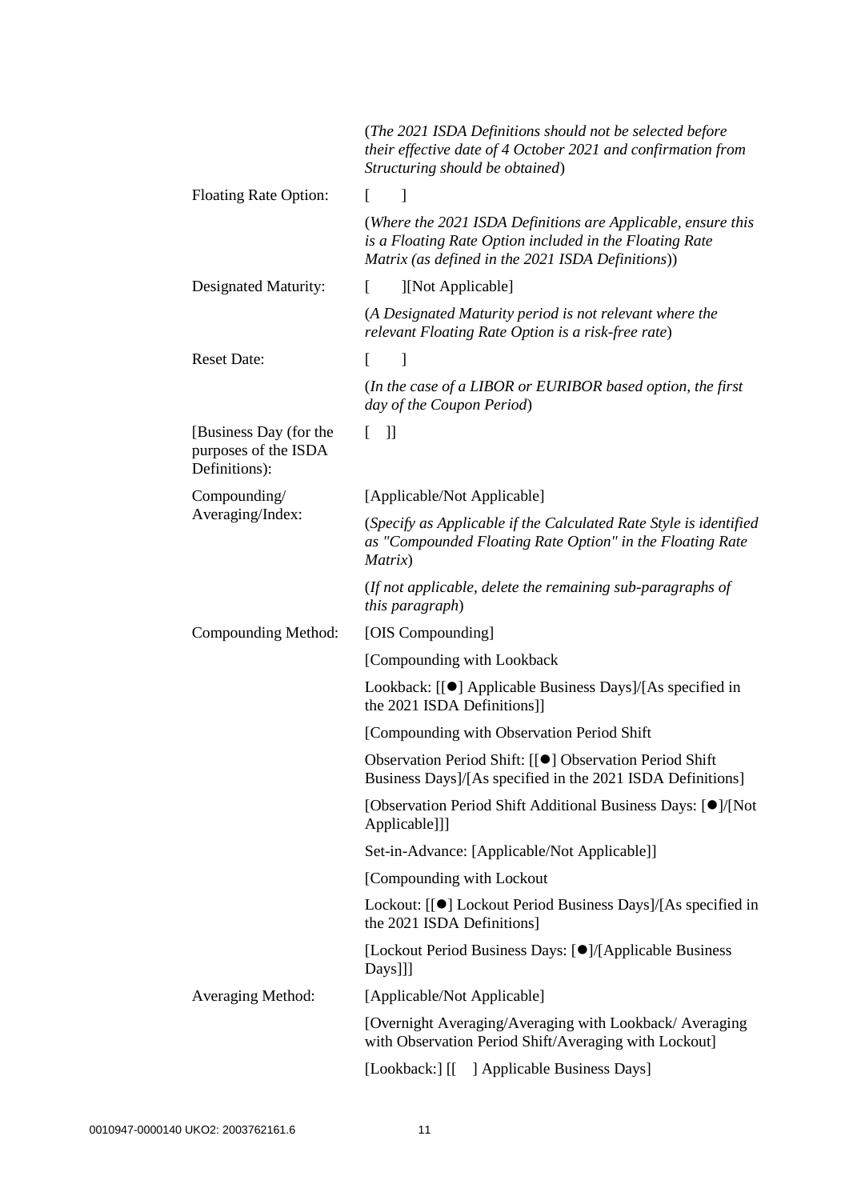| | |
|---|---|
| | (*The 2021 ISDA Definitions should not be selected before their effective date of 4 October 2021 and confirmation from Structuring should be obtained*) |
| Floating Rate Option: | [ ] |
| | (*Where the 2021 ISDA Definitions are Applicable, ensure this is a Floating Rate Option included in the Floating Rate Matrix (as defined in the 2021 ISDA Definitions)*) |
| Designated Maturity: | [ ][Not Applicable] |
| | (*A Designated Maturity period is not relevant where the relevant Floating Rate Option is a risk-free rate*) |
| Reset Date: | [ ] |
| | (*In the case of a LIBOR or EURIBOR based option, the first day of the Coupon Period*) |
| [Business Day (for the purposes of the ISDA Definitions): | [ ]] |
| Compounding/ Averaging/Index: | [Applicable/Not Applicable] |
| | (*Specify as Applicable if the Calculated Rate Style is identified as "Compounded Floating Rate Option" in the Floating Rate Matrix*) |
| | (*If not applicable, delete the remaining sub-paragraphs of this paragraph*) |
| Compounding Method: | [OIS Compounding] |
| | [Compounding with Lookback |
| | Lookback: [[●] Applicable Business Days]/[As specified in the 2021 ISDA Definitions]] |
| | [Compounding with Observation Period Shift |
| | Observation Period Shift: [[●] Observation Period Shift Business Days]/[As specified in the 2021 ISDA Definitions] |
| | [Observation Period Shift Additional Business Days: [●]/[Not Applicable]]] |
| | Set-in-Advance: [Applicable/Not Applicable]] |
| | [Compounding with Lockout |
| | Lockout: [[●] Lockout Period Business Days]/[As specified in the 2021 ISDA Definitions] |
| | [Lockout Period Business Days: [●]/[Applicable Business Days]]] |
| Averaging Method: | [Applicable/Not Applicable] |
| | [Overnight Averaging/Averaging with Lookback/ Averaging with Observation Period Shift/Averaging with Lockout] |
| | [Lookback:] [[ ] Applicable Business Days] |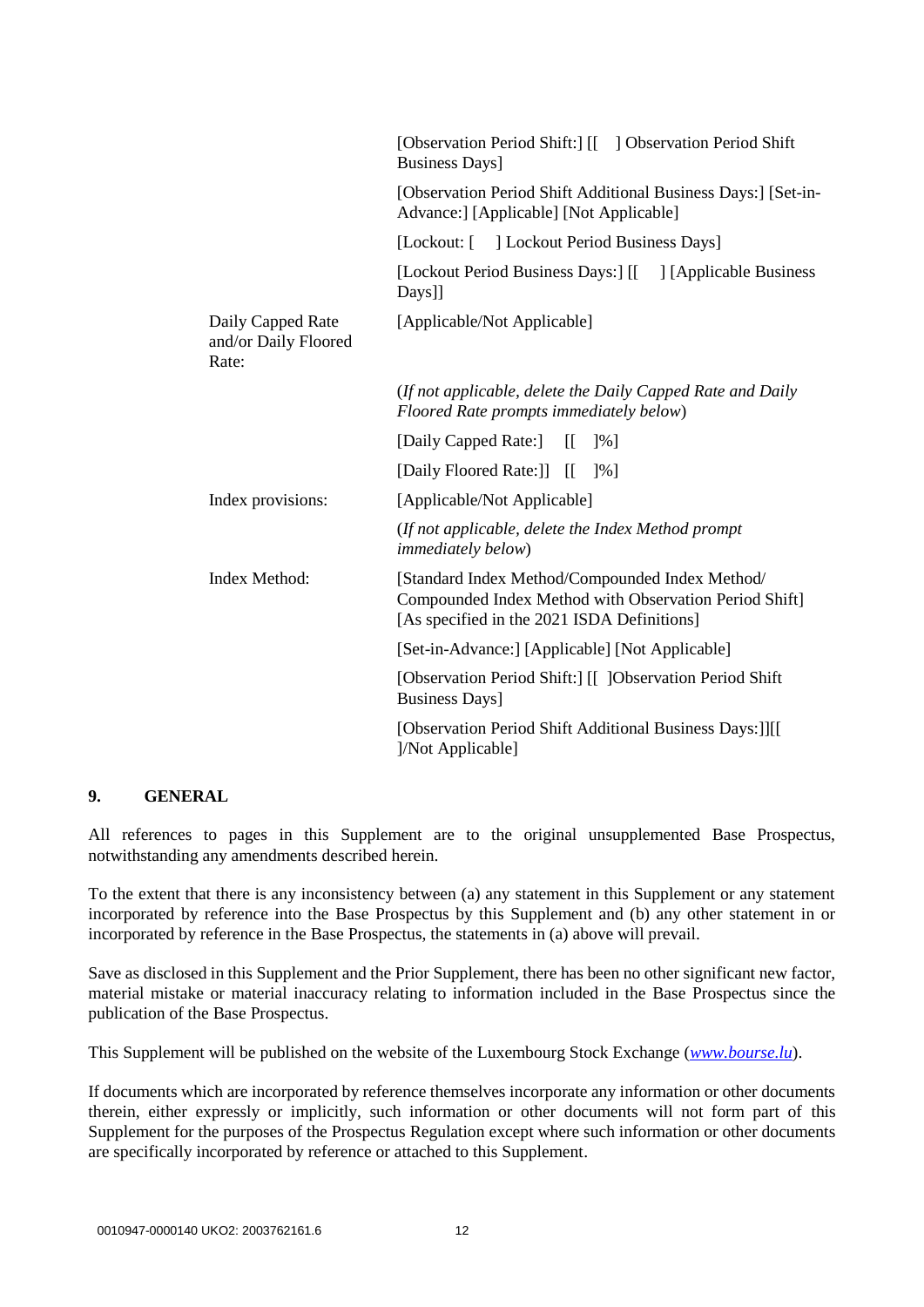| | |
|---|---|
| | [Observation Period Shift:] [[ ] Observation Period Shift Business Days] |
| | [Observation Period Shift Additional Business Days:] [Set-in-Advance:] [Applicable] [Not Applicable] |
| | [Lockout: [ ] Lockout Period Business Days] |
| | [Lockout Period Business Days:] [[ ] [Applicable Business Days]] |
| Daily Capped Rate and/or Daily Floored Rate: | [Applicable/Not Applicable] |
| | (*If not applicable, delete the Daily Capped Rate and Daily Floored Rate prompts immediately below*) |
| | [Daily Capped Rate:] [[ ]%] |
| | [Daily Floored Rate:]] [[ ]%] |
| Index provisions: | [Applicable/Not Applicable] |
| | (*If not applicable, delete the Index Method prompt immediately below*) |
| Index Method: | [Standard Index Method/Compounded Index Method/ Compounded Index Method with Observation Period Shift] [As specified in the 2021 ISDA Definitions] |
| | [Set-in-Advance:] [Applicable] [Not Applicable] |
| | [Observation Period Shift:] [[ ]Observation Period Shift Business Days] |
| | [Observation Period Shift Additional Business Days:]][[ ]/Not Applicable] |

## 9. GENERAL

All references to pages in this Supplement are to the original unsupplemented Base Prospectus, notwithstanding any amendments described herein.

To the extent that there is any inconsistency between (a) any statement in this Supplement or any statement incorporated by reference into the Base Prospectus by this Supplement and (b) any other statement in or incorporated by reference in the Base Prospectus, the statements in (a) above will prevail.

Save as disclosed in this Supplement and the Prior Supplement, there has been no other significant new factor, material mistake or material inaccuracy relating to information included in the Base Prospectus since the publication of the Base Prospectus.

This Supplement will be published on the website of the Luxembourg Stock Exchange (*www.bourse.lu*).

If documents which are incorporated by reference themselves incorporate any information or other documents therein, either expressly or implicitly, such information or other documents will not form part of this Supplement for the purposes of the Prospectus Regulation except where such information or other documents are specifically incorporated by reference or attached to this Supplement.

0010947-0000140 UKO2: 2003762161.6